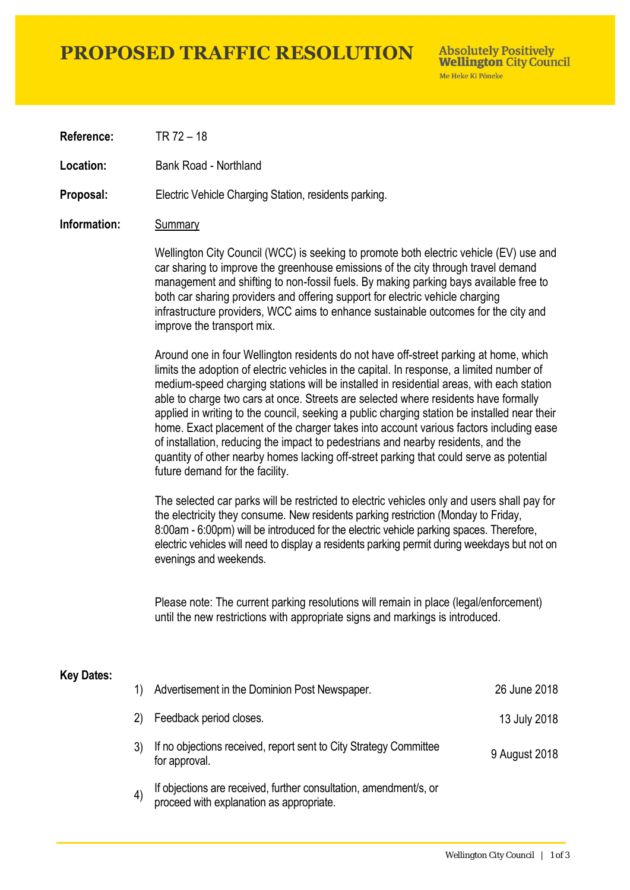# PROPOSED TRAFFIC RESOLUTION

**Absolutely Positively Wellington City Council**
Me Heke Ki Pōneke

**Reference:** TR 72 – 18

**Location:** Bank Road - Northland

**Proposal:** Electric Vehicle Charging Station, residents parking.

**Information:** Summary

Wellington City Council (WCC) is seeking to promote both electric vehicle (EV) use and car sharing to improve the greenhouse emissions of the city through travel demand management and shifting to non-fossil fuels. By making parking bays available free to both car sharing providers and offering support for electric vehicle charging infrastructure providers, WCC aims to enhance sustainable outcomes for the city and improve the transport mix.

Around one in four Wellington residents do not have off-street parking at home, which limits the adoption of electric vehicles in the capital. In response, a limited number of medium-speed charging stations will be installed in residential areas, with each station able to charge two cars at once. Streets are selected where residents have formally applied in writing to the council, seeking a public charging station be installed near their home. Exact placement of the charger takes into account various factors including ease of installation, reducing the impact to pedestrians and nearby residents, and the quantity of other nearby homes lacking off-street parking that could serve as potential future demand for the facility.

The selected car parks will be restricted to electric vehicles only and users shall pay for the electricity they consume. New residents parking restriction (Monday to Friday, 8:00am - 6:00pm) will be introduced for the electric vehicle parking spaces. Therefore, electric vehicles will need to display a residents parking permit during weekdays but not on evenings and weekends.

Please note: The current parking resolutions will remain in place (legal/enforcement) until the new restrictions with appropriate signs and markings is introduced.

**Key Dates:**

| | | |
|---|---|---|
| 1) | Advertisement in the Dominion Post Newspaper. | 26 June 2018 |
| 2) | Feedback period closes. | 13 July 2018 |
| 3) | If no objections received, report sent to City Strategy Committee for approval. | 9 August 2018 |
| 4) | If objections are received, further consultation, amendment/s, or proceed with explanation as appropriate. | |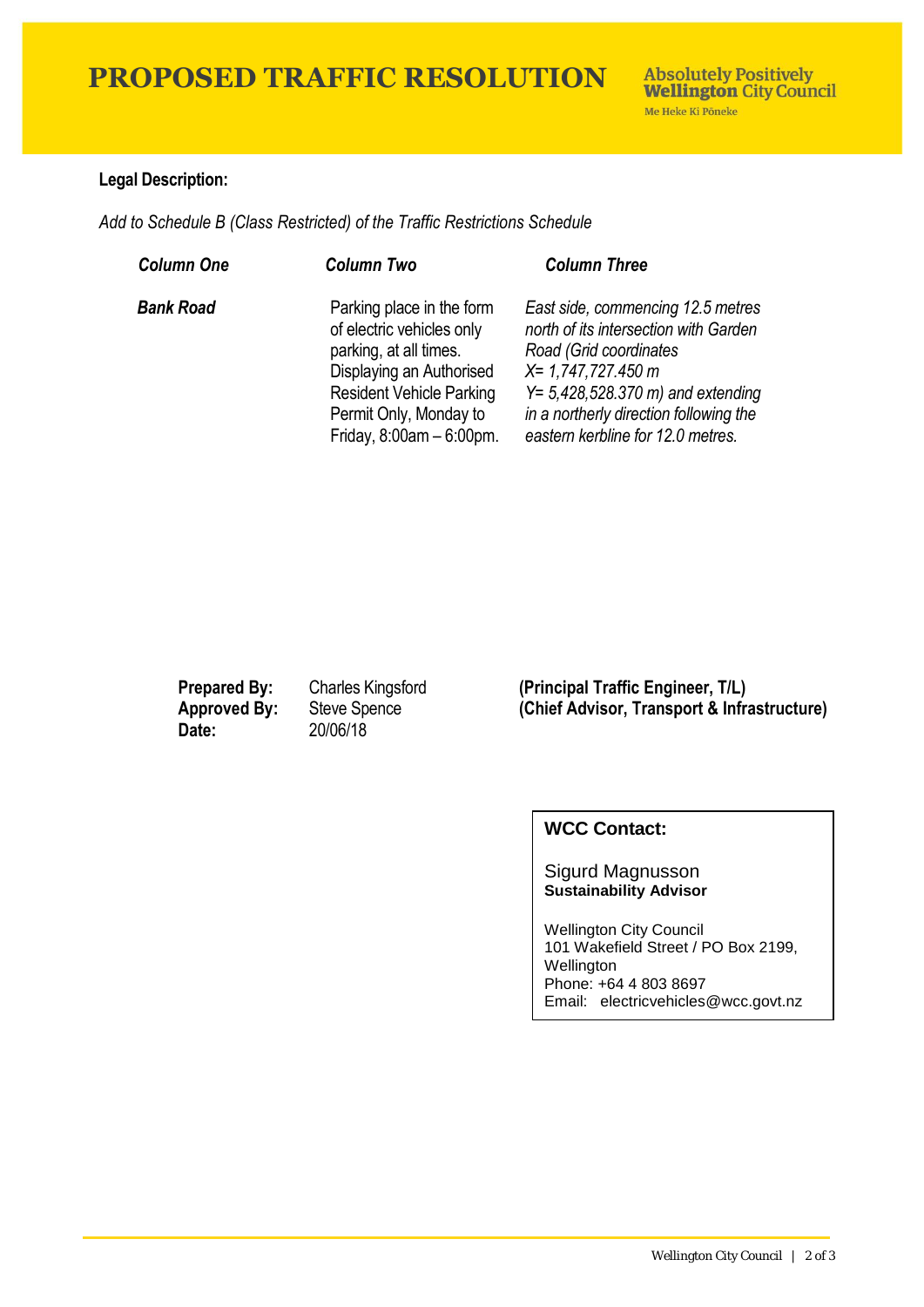# PROPOSED TRAFFIC RESOLUTION

**Legal Description:**

*Add to Schedule B (Class Restricted) of the Traffic Restrictions Schedule*

| ***Column One*** | ***Column Two*** | ***Column Three*** |
|---|---|---|
| ***Bank Road*** | Parking place in the form of electric vehicles only parking, at all times. Displaying an Authorised Resident Vehicle Parking Permit Only, Monday to Friday, 8:00am – 6:00pm. | *East side, commencing 12.5 metres north of its intersection with Garden Road (Grid coordinates X= 1,747,727.450 m Y= 5,428,528.370 m) and extending in a northerly direction following the eastern kerbline for 12.0 metres.* |

| | | |
|---|---|---|
| **Prepared By:** | Charles Kingsford | **(Principal Traffic Engineer, T/L)** |
| **Approved By:** | Steve Spence | **(Chief Advisor, Transport & Infrastructure)** |
| **Date:** | 20/06/18 | |

**WCC Contact:**

Sigurd Magnusson
**Sustainability Advisor**

Wellington City Council
101 Wakefield Street / PO Box 2199, Wellington
Phone: +64 4 803 8697
Email: electricvehicles@wcc.govt.nz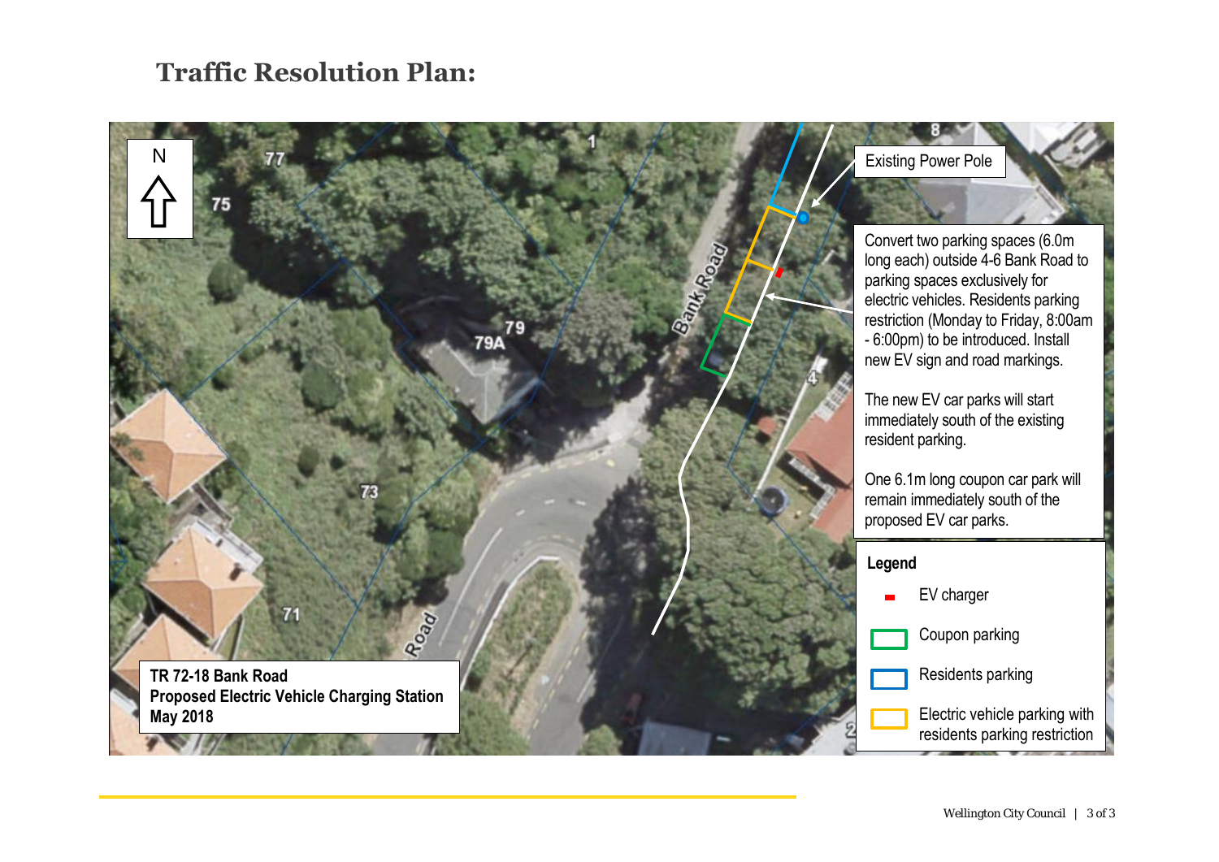# Traffic Resolution Plan:

N

Existing Power Pole

Convert two parking spaces (6.0m long each) outside 4-6 Bank Road to parking spaces exclusively for electric vehicles. Residents parking restriction (Monday to Friday, 8:00am - 6:00pm) to be introduced. Install new EV sign and road markings.

The new EV car parks will start immediately south of the existing resident parking.

One 6.1m long coupon car park will remain immediately south of the proposed EV car parks.

**Legend**

- EV charger
- Coupon parking
- Residents parking
- Electric vehicle parking with residents parking restriction

**TR 72-18 Bank Road**
**Proposed Electric Vehicle Charging Station**
**May 2018**